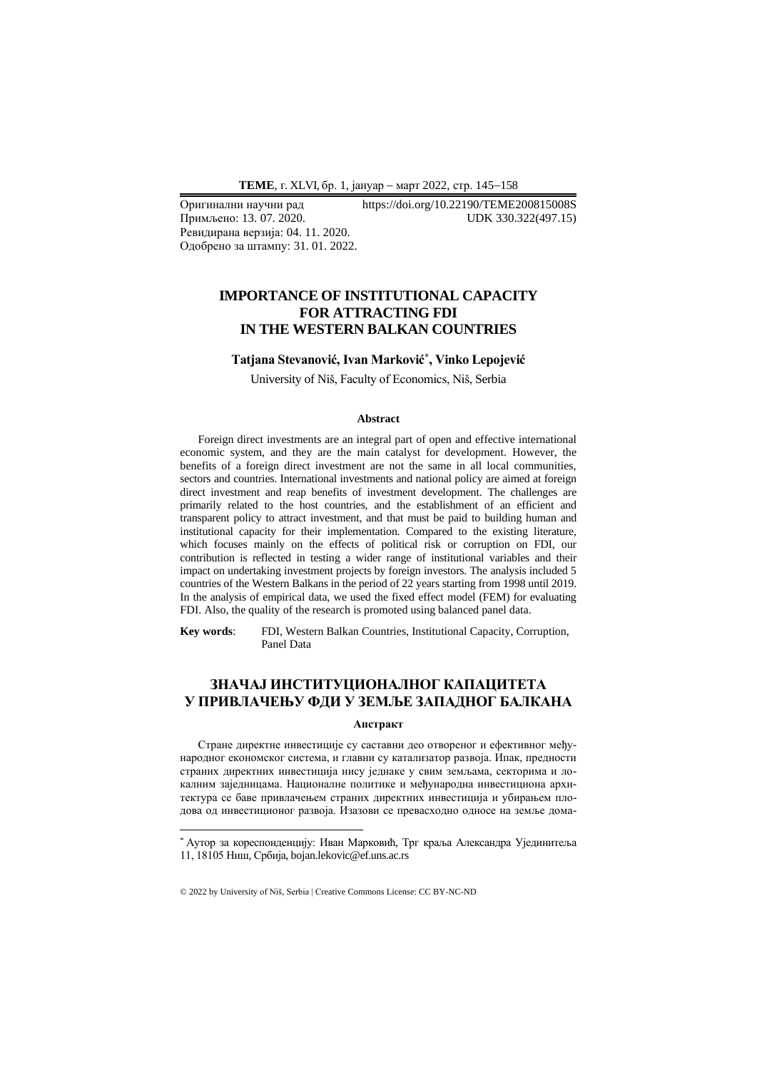Оригинални научни рад https://doi.org/10.22190/TEME200815008S
Примљено: 13. 07. 2020. UDK 330.322(497.15)
Ревидирана верзија: 04. 11. 2020.
Одобрено за штампу: 31. 01. 2022.

# IMPORTANCE OF INSTITUTIONAL CAPACITY FOR ATTRACTING FDI IN THE WESTERN BALKAN COUNTRIES

**Tatjana Stevanović, Ivan Marković[*], Vinko Lepojević**

University of Niš, Faculty of Economics, Niš, Serbia

### Abstract

Foreign direct investments are an integral part of open and effective international economic system, and they are the main catalyst for development. However, the benefits of a foreign direct investment are not the same in all local communities, sectors and countries. International investments and national policy are aimed at foreign direct investment and reap benefits of investment development. The challenges are primarily related to the host countries, and the establishment of an efficient and transparent policy to attract investment, and that must be paid to building human and institutional capacity for their implementation. Compared to the existing literature, which focuses mainly on the effects of political risk or corruption on FDI, our contribution is reflected in testing a wider range of institutional variables and their impact on undertaking investment projects by foreign investors. The analysis included 5 countries of the Western Balkans in the period of 22 years starting from 1998 until 2019. In the analysis of empirical data, we used the fixed effect model (FEM) for evaluating FDI. Also, the quality of the research is promoted using balanced panel data.

**Key words**: FDI, Western Balkan Countries, Institutional Capacity, Corruption, Panel Data

# ЗНАЧАЈ ИНСТИТУЦИОНАЛНОГ КАПАЦИТЕТА У ПРИВЛАЧЕЊУ ФДИ У ЗЕМЉЕ ЗАПАДНОГ БАЛКАНА

### Апстракт

Стране директне инвестиције су саставни део отвореног и ефективног међународног економског система, и главни су катализатор развоја. Ипак, предности страних директних инвестиција нису једнаке у свим земљама, секторима и локалним заједницама. Националне политике и међународна инвестициона архитектура се баве привлачењем страних директних инвестиција и убирањем плодова од инвестиционог развоја. Изазови се превасходно односе на земље дома-

[*] Аутор за кореспонденцију: Иван Марковић, Трг краља Александра Ујединитеља 11, 18105 Ниш, Србија, bojan.lekovic@ef.uns.ac.rs

© 2022 by University of Niš, Serbia | Creative Commons License: CC BY-NC-ND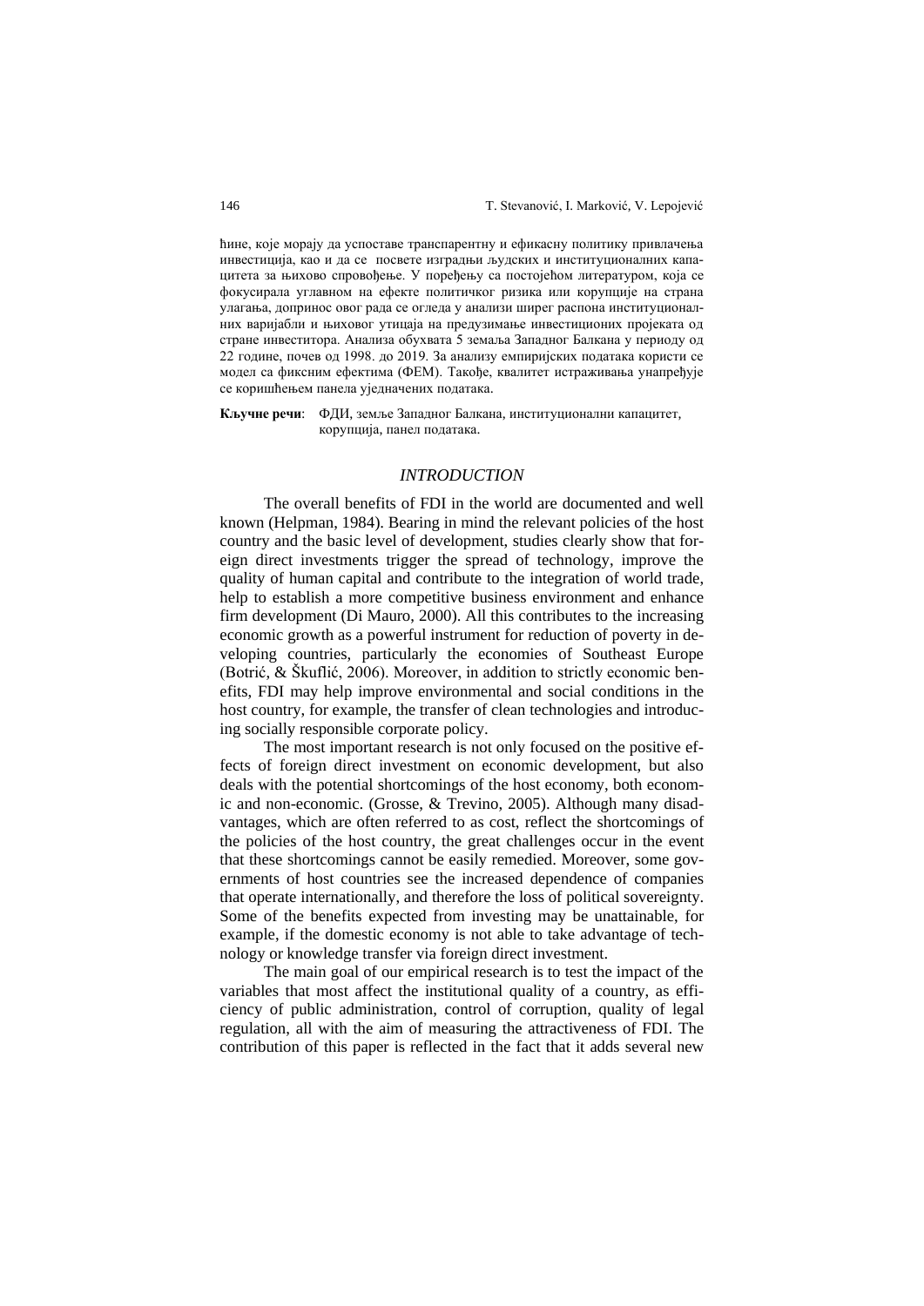ђине, које морају да успоставе транспарентну и ефикасну политику привлачења инвестиција, као и да се посвете изградњи људских и институционалних капацитета за њихово спровођење. У поређењу са постојећом литературом, која се фокусирала углавном на ефекте политичког ризика или корупције на страна улагања, допринос овог рада се огледа у анализи ширег распона институционалних варијабли и њиховог утицаја на предузимање инвестиционих пројеката од стране инвеститора. Анализа обухвата 5 земаља Западног Балкана у периоду од 22 године, почев од 1998. до 2019. За анализу емпиријских података користи се модел са фиксним ефектима (ФЕМ). Такође, квалитет истраживања унапређује се коришћењем панела уједначених података.

**Кључне речи**: ФДИ, земље Западног Балкана, институционални капацитет, корупција, панел података.

## *INTRODUCTION*

The overall benefits of FDI in the world are documented and well known (Helpman, 1984). Bearing in mind the relevant policies of the host country and the basic level of development, studies clearly show that foreign direct investments trigger the spread of technology, improve the quality of human capital and contribute to the integration of world trade, help to establish a more competitive business environment and enhance firm development (Di Mauro, 2000). All this contributes to the increasing economic growth as a powerful instrument for reduction of poverty in developing countries, particularly the economies of Southeast Europe (Botrić, & Škuflić, 2006). Moreover, in addition to strictly economic benefits, FDI may help improve environmental and social conditions in the host country, for example, the transfer of clean technologies and introducing socially responsible corporate policy.

The most important research is not only focused on the positive effects of foreign direct investment on economic development, but also deals with the potential shortcomings of the host economy, both economic and non-economic. (Grosse, & Trevino, 2005). Although many disadvantages, which are often referred to as cost, reflect the shortcomings of the policies of the host country, the great challenges occur in the event that these shortcomings cannot be easily remedied. Moreover, some governments of host countries see the increased dependence of companies that operate internationally, and therefore the loss of political sovereignty. Some of the benefits expected from investing may be unattainable, for example, if the domestic economy is not able to take advantage of technology or knowledge transfer via foreign direct investment.

The main goal of our empirical research is to test the impact of the variables that most affect the institutional quality of a country, as efficiency of public administration, control of corruption, quality of legal regulation, all with the aim of measuring the attractiveness of FDI. The contribution of this paper is reflected in the fact that it adds several new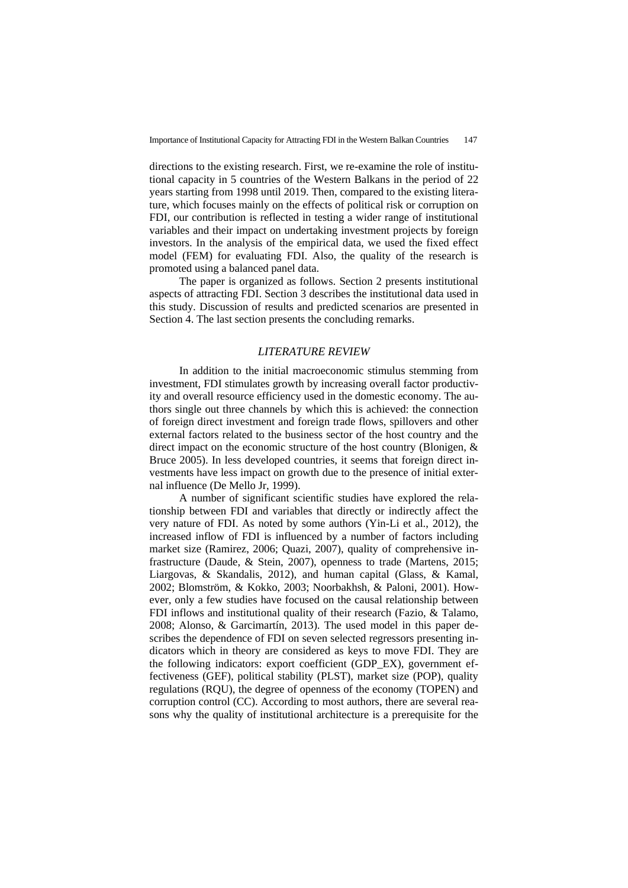directions to the existing research. First, we re-examine the role of institutional capacity in 5 countries of the Western Balkans in the period of 22 years starting from 1998 until 2019. Then, compared to the existing literature, which focuses mainly on the effects of political risk or corruption on FDI, our contribution is reflected in testing a wider range of institutional variables and their impact on undertaking investment projects by foreign investors. In the analysis of the empirical data, we used the fixed effect model (FEM) for evaluating FDI. Also, the quality of the research is promoted using a balanced panel data.

The paper is organized as follows. Section 2 presents institutional aspects of attracting FDI. Section 3 describes the institutional data used in this study. Discussion of results and predicted scenarios are presented in Section 4. The last section presents the concluding remarks.

## *LITERATURE REVIEW*

In addition to the initial macroeconomic stimulus stemming from investment, FDI stimulates growth by increasing overall factor productivity and overall resource efficiency used in the domestic economy. The authors single out three channels by which this is achieved: the connection of foreign direct investment and foreign trade flows, spillovers and other external factors related to the business sector of the host country and the direct impact on the economic structure of the host country (Blonigen, & Bruce 2005). In less developed countries, it seems that foreign direct investments have less impact on growth due to the presence of initial external influence (De Mello Jr, 1999).

A number of significant scientific studies have explored the relationship between FDI and variables that directly or indirectly affect the very nature of FDI. As noted by some authors (Yin-Li et al., 2012), the increased inflow of FDI is influenced by a number of factors including market size (Ramirez, 2006; Quazi, 2007), quality of comprehensive infrastructure (Daude, & Stein, 2007), openness to trade (Martens, 2015; Liargovas, & Skandalis, 2012), and human capital (Glass, & Kamal, 2002; Blomström, & Kokko, 2003; Noorbakhsh, & Paloni, 2001). However, only a few studies have focused on the causal relationship between FDI inflows and institutional quality of their research (Fazio, & Talamo, 2008; Alonso, & Garcimartín, 2013). The used model in this paper describes the dependence of FDI on seven selected regressors presenting indicators which in theory are considered as keys to move FDI. They are the following indicators: export coefficient (GDP_EX), government effectiveness (GEF), political stability (PLST), market size (POP), quality regulations (RQU), the degree of openness of the economy (TOPEN) and corruption control (CC). According to most authors, there are several reasons why the quality of institutional architecture is a prerequisite for the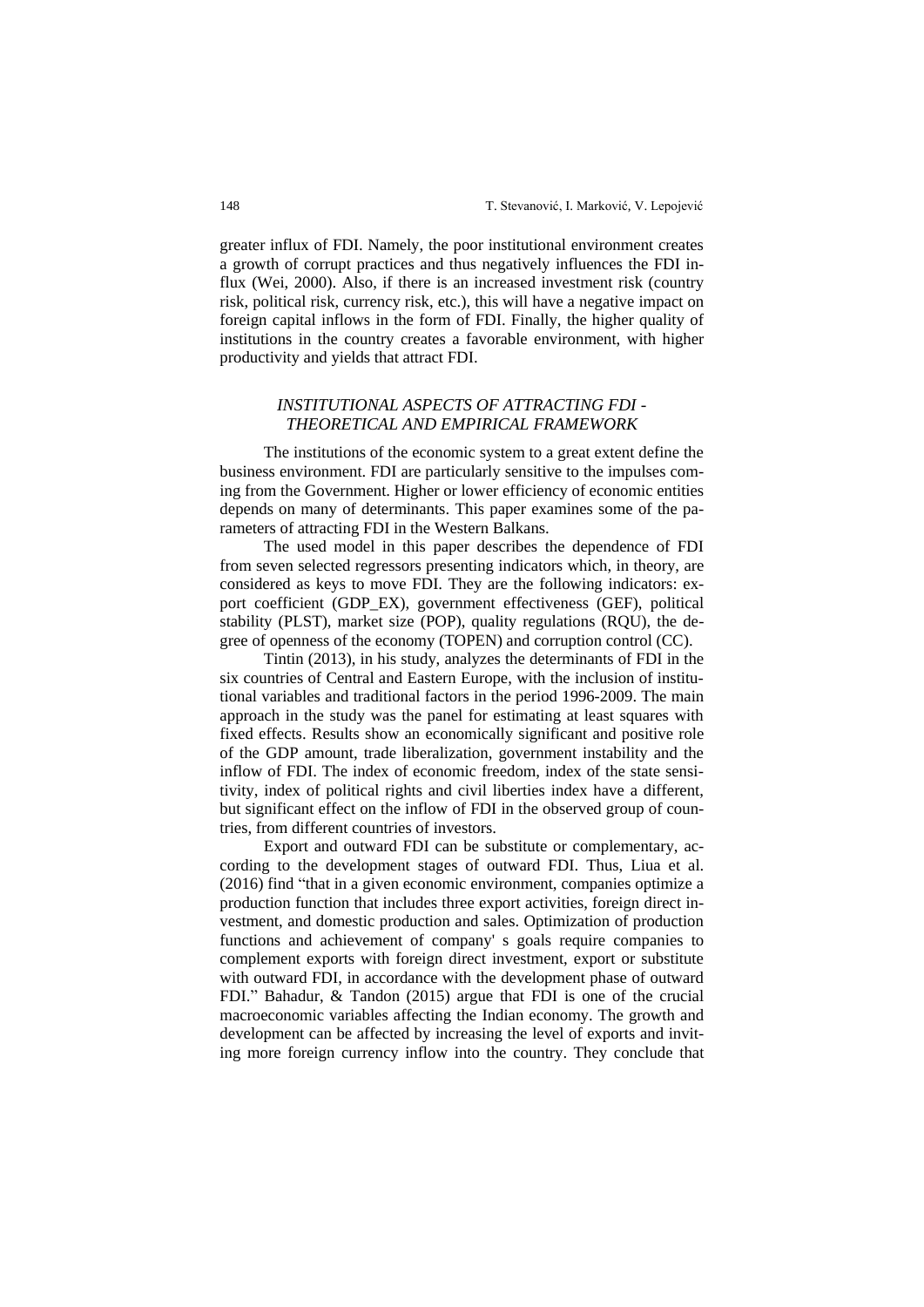greater influx of FDI. Namely, the poor institutional environment creates a growth of corrupt practices and thus negatively influences the FDI influx (Wei, 2000). Also, if there is an increased investment risk (country risk, political risk, currency risk, etc.), this will have a negative impact on foreign capital inflows in the form of FDI. Finally, the higher quality of institutions in the country creates a favorable environment, with higher productivity and yields that attract FDI.

## *INSTITUTIONAL ASPECTS OF ATTRACTING FDI - THEORETICAL AND EMPIRICAL FRAMEWORK*

The institutions of the economic system to a great extent define the business environment. FDI are particularly sensitive to the impulses coming from the Government. Higher or lower efficiency of economic entities depends on many of determinants. This paper examines some of the parameters of attracting FDI in the Western Balkans.

The used model in this paper describes the dependence of FDI from seven selected regressors presenting indicators which, in theory, are considered as keys to move FDI. They are the following indicators: export coefficient (GDP_EX), government effectiveness (GEF), political stability (PLST), market size (POP), quality regulations (RQU), the degree of openness of the economy (TOPEN) and corruption control (CC).

Tintin (2013), in his study, analyzes the determinants of FDI in the six countries of Central and Eastern Europe, with the inclusion of institutional variables and traditional factors in the period 1996-2009. The main approach in the study was the panel for estimating at least squares with fixed effects. Results show an economically significant and positive role of the GDP amount, trade liberalization, government instability and the inflow of FDI. The index of economic freedom, index of the state sensitivity, index of political rights and civil liberties index have a different, but significant effect on the inflow of FDI in the observed group of countries, from different countries of investors.

Export and outward FDI can be substitute or complementary, according to the development stages of outward FDI. Thus, Liua et al. (2016) find "that in a given economic environment, companies optimize a production function that includes three export activities, foreign direct investment, and domestic production and sales. Optimization of production functions and achievement of company' s goals require companies to complement exports with foreign direct investment, export or substitute with outward FDI, in accordance with the development phase of outward FDI." Bahadur, & Tandon (2015) argue that FDI is one of the crucial macroeconomic variables affecting the Indian economy. The growth and development can be affected by increasing the level of exports and inviting more foreign currency inflow into the country. They conclude that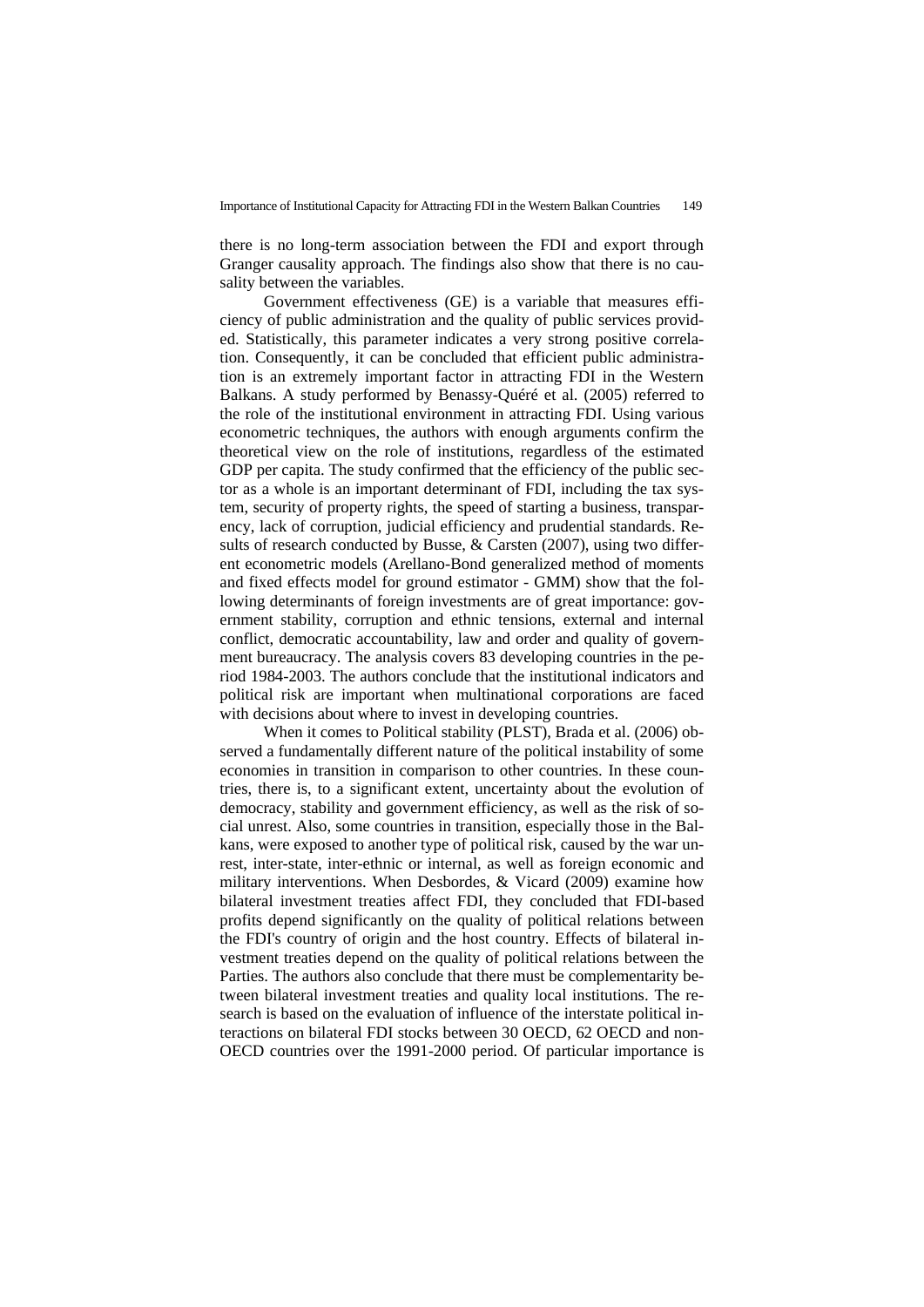there is no long-term association between the FDI and export through Granger causality approach. The findings also show that there is no causality between the variables.

Government effectiveness (GE) is a variable that measures efficiency of public administration and the quality of public services provided. Statistically, this parameter indicates a very strong positive correlation. Consequently, it can be concluded that efficient public administration is an extremely important factor in attracting FDI in the Western Balkans. A study performed by Benassy-Quéré et al. (2005) referred to the role of the institutional environment in attracting FDI. Using various econometric techniques, the authors with enough arguments confirm the theoretical view on the role of institutions, regardless of the estimated GDP per capita. The study confirmed that the efficiency of the public sector as a whole is an important determinant of FDI, including the tax system, security of property rights, the speed of starting a business, transparency, lack of corruption, judicial efficiency and prudential standards. Results of research conducted by Busse, & Carsten (2007), using two different econometric models (Arellano-Bond generalized method of moments and fixed effects model for ground estimator - GMM) show that the following determinants of foreign investments are of great importance: government stability, corruption and ethnic tensions, external and internal conflict, democratic accountability, law and order and quality of government bureaucracy. The analysis covers 83 developing countries in the period 1984-2003. The authors conclude that the institutional indicators and political risk are important when multinational corporations are faced with decisions about where to invest in developing countries.

When it comes to Political stability (PLST), Brada et al. (2006) observed a fundamentally different nature of the political instability of some economies in transition in comparison to other countries. In these countries, there is, to a significant extent, uncertainty about the evolution of democracy, stability and government efficiency, as well as the risk of social unrest. Also, some countries in transition, especially those in the Balkans, were exposed to another type of political risk, caused by the war unrest, inter-state, inter-ethnic or internal, as well as foreign economic and military interventions. When Desbordes, & Vicard (2009) examine how bilateral investment treaties affect FDI, they concluded that FDI-based profits depend significantly on the quality of political relations between the FDI's country of origin and the host country. Effects of bilateral investment treaties depend on the quality of political relations between the Parties. The authors also conclude that there must be complementarity between bilateral investment treaties and quality local institutions. The research is based on the evaluation of influence of the interstate political interactions on bilateral FDI stocks between 30 OECD, 62 OECD and non-OECD countries over the 1991-2000 period. Of particular importance is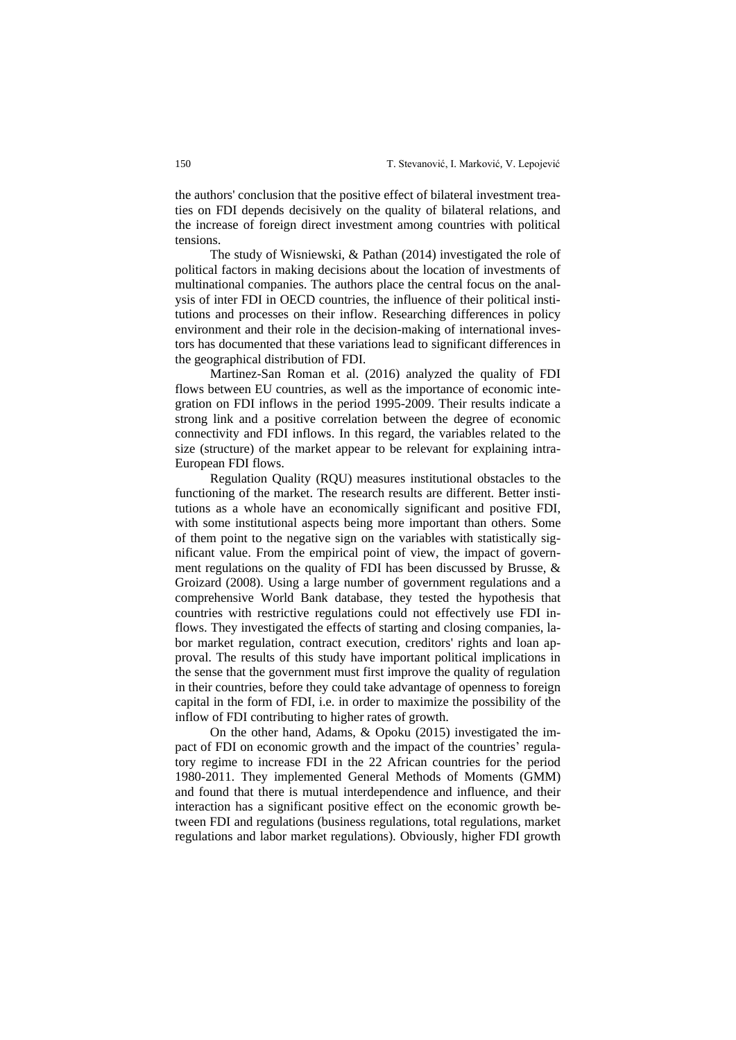the authors' conclusion that the positive effect of bilateral investment treaties on FDI depends decisively on the quality of bilateral relations, and the increase of foreign direct investment among countries with political tensions.

The study of Wisniewski, & Pathan (2014) investigated the role of political factors in making decisions about the location of investments of multinational companies. The authors place the central focus on the analysis of inter FDI in OECD countries, the influence of their political institutions and processes on their inflow. Researching differences in policy environment and their role in the decision-making of international investors has documented that these variations lead to significant differences in the geographical distribution of FDI.

Martinez-San Roman et al. (2016) analyzed the quality of FDI flows between EU countries, as well as the importance of economic integration on FDI inflows in the period 1995-2009. Their results indicate a strong link and a positive correlation between the degree of economic connectivity and FDI inflows. In this regard, the variables related to the size (structure) of the market appear to be relevant for explaining intra-European FDI flows.

Regulation Quality (RQU) measures institutional obstacles to the functioning of the market. The research results are different. Better institutions as a whole have an economically significant and positive FDI, with some institutional aspects being more important than others. Some of them point to the negative sign on the variables with statistically significant value. From the empirical point of view, the impact of government regulations on the quality of FDI has been discussed by Brusse, & Groizard (2008). Using a large number of government regulations and a comprehensive World Bank database, they tested the hypothesis that countries with restrictive regulations could not effectively use FDI inflows. They investigated the effects of starting and closing companies, labor market regulation, contract execution, creditors' rights and loan approval. The results of this study have important political implications in the sense that the government must first improve the quality of regulation in their countries, before they could take advantage of openness to foreign capital in the form of FDI, i.e. in order to maximize the possibility of the inflow of FDI contributing to higher rates of growth.

On the other hand, Adams, & Opoku (2015) investigated the impact of FDI on economic growth and the impact of the countries' regulatory regime to increase FDI in the 22 African countries for the period 1980-2011. They implemented General Methods of Moments (GMM) and found that there is mutual interdependence and influence, and their interaction has a significant positive effect on the economic growth between FDI and regulations (business regulations, total regulations, market regulations and labor market regulations). Obviously, higher FDI growth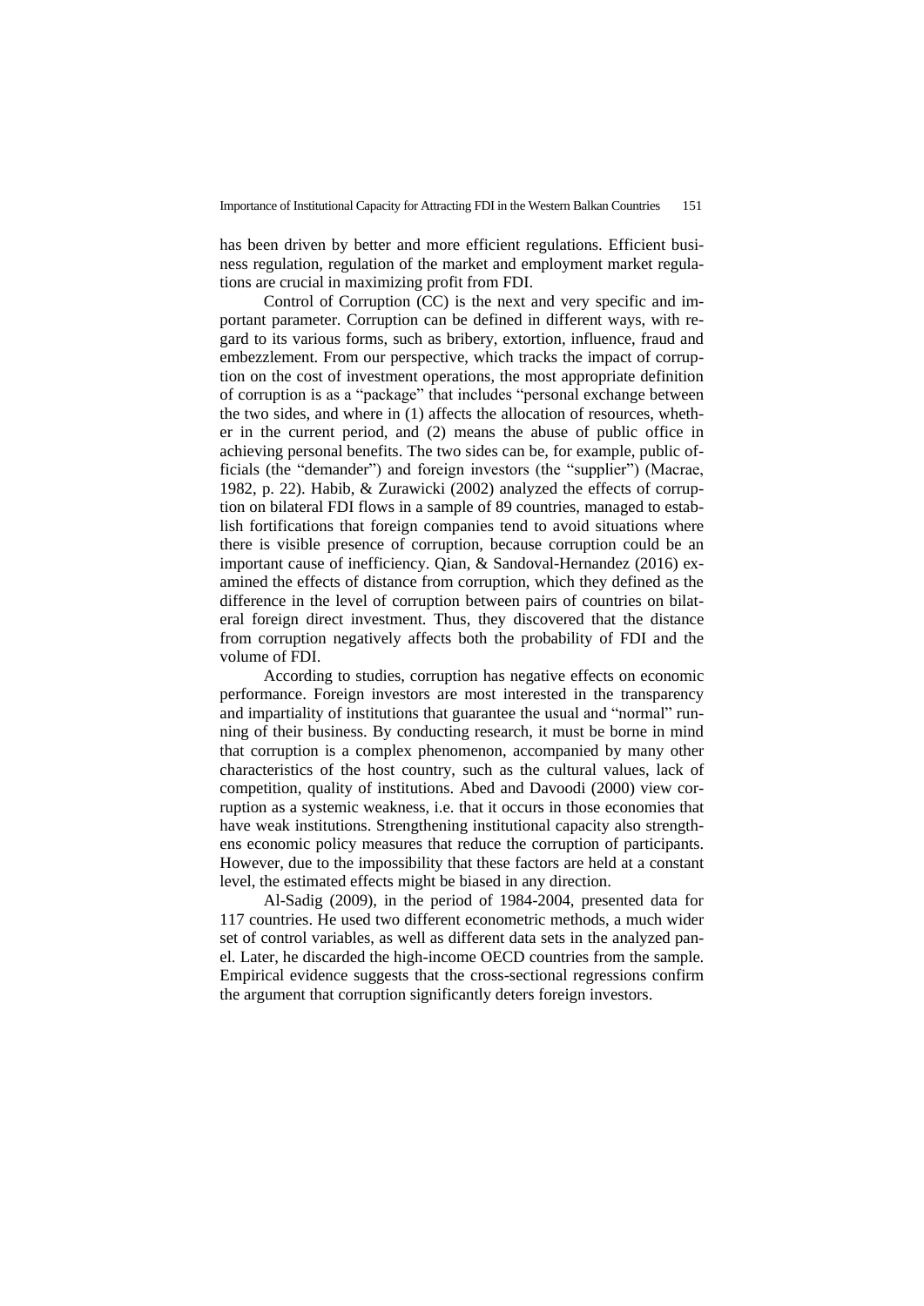has been driven by better and more efficient regulations. Efficient business regulation, regulation of the market and employment market regulations are crucial in maximizing profit from FDI.

Control of Corruption (CC) is the next and very specific and important parameter. Corruption can be defined in different ways, with regard to its various forms, such as bribery, extortion, influence, fraud and embezzlement. From our perspective, which tracks the impact of corruption on the cost of investment operations, the most appropriate definition of corruption is as a "package" that includes "personal exchange between the two sides, and where in (1) affects the allocation of resources, whether in the current period, and (2) means the abuse of public office in achieving personal benefits. The two sides can be, for example, public officials (the "demander") and foreign investors (the "supplier") (Macrae, 1982, p. 22). Habib, & Zurawicki (2002) analyzed the effects of corruption on bilateral FDI flows in a sample of 89 countries, managed to establish fortifications that foreign companies tend to avoid situations where there is visible presence of corruption, because corruption could be an important cause of inefficiency. Qian, & Sandoval-Hernandez (2016) examined the effects of distance from corruption, which they defined as the difference in the level of corruption between pairs of countries on bilateral foreign direct investment. Thus, they discovered that the distance from corruption negatively affects both the probability of FDI and the volume of FDI.

According to studies, corruption has negative effects on economic performance. Foreign investors are most interested in the transparency and impartiality of institutions that guarantee the usual and "normal" running of their business. By conducting research, it must be borne in mind that corruption is a complex phenomenon, accompanied by many other characteristics of the host country, such as the cultural values, lack of competition, quality of institutions. Abed and Davoodi (2000) view corruption as a systemic weakness, i.e. that it occurs in those economies that have weak institutions. Strengthening institutional capacity also strengthens economic policy measures that reduce the corruption of participants. However, due to the impossibility that these factors are held at a constant level, the estimated effects might be biased in any direction.

Al-Sadig (2009), in the period of 1984-2004, presented data for 117 countries. He used two different econometric methods, a much wider set of control variables, as well as different data sets in the analyzed panel. Later, he discarded the high-income OECD countries from the sample. Empirical evidence suggests that the cross-sectional regressions confirm the argument that corruption significantly deters foreign investors.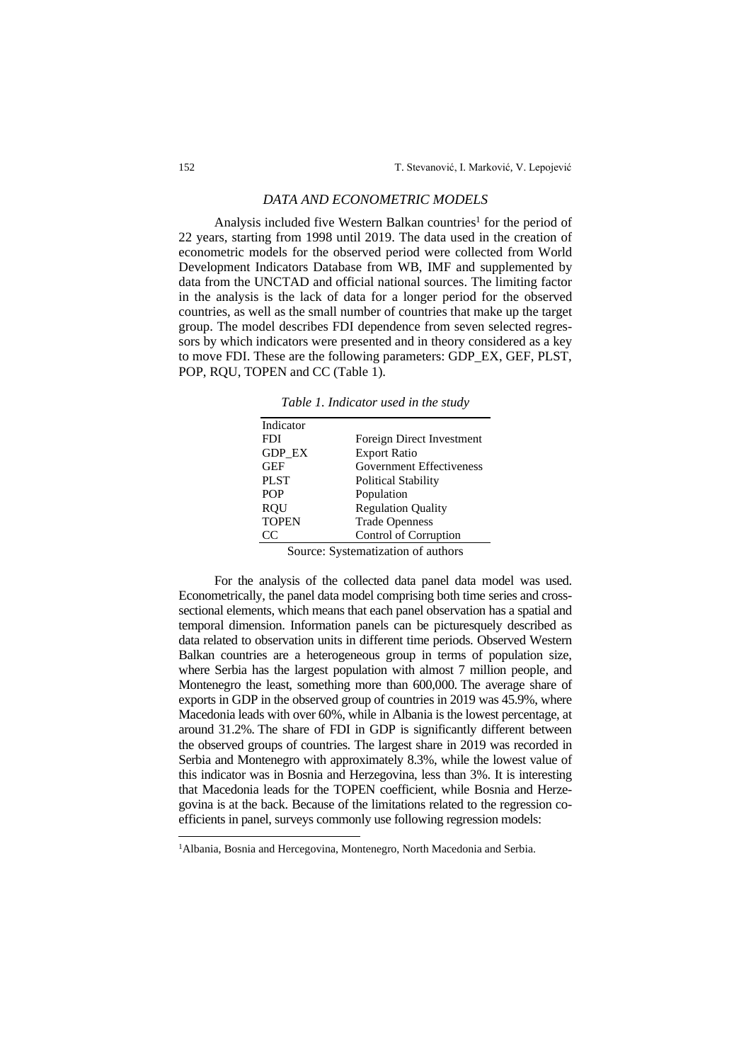## DATA AND ECONOMETRIC MODELS

Analysis included five Western Balkan countries[1] for the period of 22 years, starting from 1998 until 2019. The data used in the creation of econometric models for the observed period were collected from World Development Indicators Database from WB, IMF and supplemented by data from the UNCTAD and official national sources. The limiting factor in the analysis is the lack of data for a longer period for the observed countries, as well as the small number of countries that make up the target group. The model describes FDI dependence from seven selected regressors by which indicators were presented and in theory considered as a key to move FDI. These are the following parameters: GDP_EX, GEF, PLST, POP, RQU, TOPEN and CC (Table 1).

*Table 1. Indicator used in the study*

| Indicator | |
|---|---|
| FDI | Foreign Direct Investment |
| GDP_EX | Export Ratio |
| GEF | Government Effectiveness |
| PLST | Political Stability |
| POP | Population |
| RQU | Regulation Quality |
| TOPEN | Trade Openness |
| CC | Control of Corruption |

Source: Systematization of authors

For the analysis of the collected data panel data model was used. Econometrically, the panel data model comprising both time series and cross-sectional elements, which means that each panel observation has a spatial and temporal dimension. Information panels can be picturesquely described as data related to observation units in different time periods. Observed Western Balkan countries are a heterogeneous group in terms of population size, where Serbia has the largest population with almost 7 million people, and Montenegro the least, something more than 600,000. The average share of exports in GDP in the observed group of countries in 2019 was 45.9%, where Macedonia leads with over 60%, while in Albania is the lowest percentage, at around 31.2%. The share of FDI in GDP is significantly different between the observed groups of countries. The largest share in 2019 was recorded in Serbia and Montenegro with approximately 8.3%, while the lowest value of this indicator was in Bosnia and Herzegovina, less than 3%. It is interesting that Macedonia leads for the TOPEN coefficient, while Bosnia and Herzegovina is at the back. Because of the limitations related to the regression coefficients in panel, surveys commonly use following regression models:

---

[1] Albania, Bosnia and Hercegovina, Montenegro, North Macedonia and Serbia.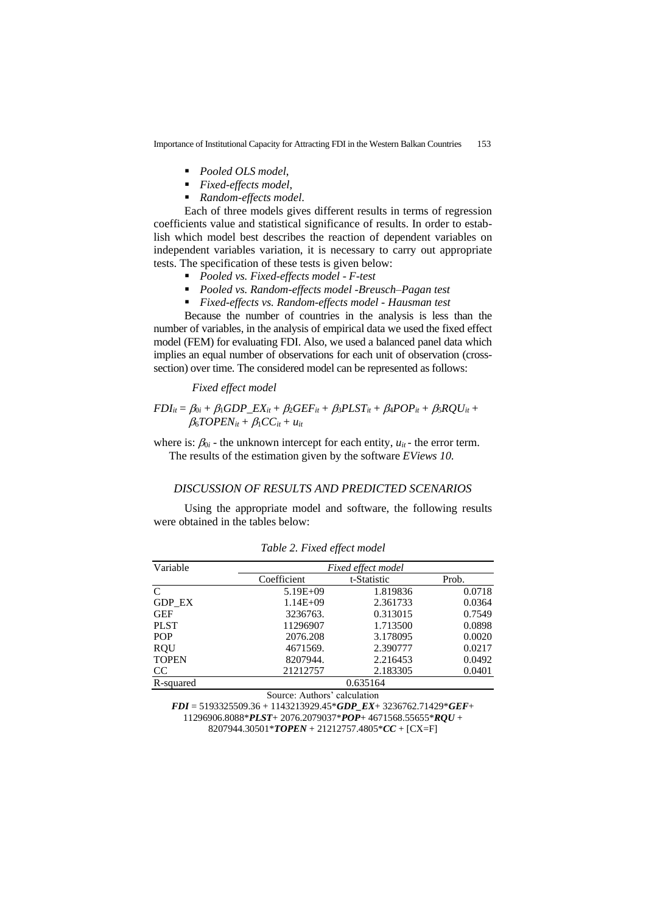- *Pooled OLS model,*
- *Fixed-effects model,*
- *Random-effects model.*

Each of three models gives different results in terms of regression coefficients value and statistical significance of results. In order to establish which model best describes the reaction of dependent variables on independent variables variation, it is necessary to carry out appropriate tests. The specification of these tests is given below:

- *Pooled vs. Fixed-effects model - F-test*
- *Pooled vs. Random-effects model -Breusch–Pagan test*
- *Fixed-effects vs. Random-effects model - Hausman test*

Because the number of countries in the analysis is less than the number of variables, in the analysis of empirical data we used the fixed effect model (FEM) for evaluating FDI. Also, we used a balanced panel data which implies an equal number of observations for each unit of observation (cross-section) over time. The considered model can be represented as follows:

*Fixed effect model*

$$FDI_{it} = \beta_{0i} + \beta_1 GDP\_EX_{it} + \beta_2 GEF_{it} + \beta_3 PLST_{it} + \beta_4 POP_{it} + \beta_5 RQU_{it} + \beta_6 TOPEN_{it} + \beta_1 CC_{it} + u_{it}$$

where is: $\beta_{0i}$ - the unknown intercept for each entity, $u_{it}$ - the error term.
The results of the estimation given by the software *EViews 10.*

## DISCUSSION OF RESULTS AND PREDICTED SCENARIOS

Using the appropriate model and software, the following results were obtained in the tables below:

*Table 2. Fixed effect model*

| Variable | *Fixed effect model* | | |
|---|---|---|---|
| | Coefficient | t-Statistic | Prob. |
| C | 5.19E+09 | 1.819836 | 0.0718 |
| GDP_EX | 1.14E+09 | 2.361733 | 0.0364 |
| GEF | 3236763. | 0.313015 | 0.7549 |
| PLST | 11296907 | 1.713500 | 0.0898 |
| POP | 2076.208 | 3.178095 | 0.0020 |
| RQU | 4671569. | 2.390777 | 0.0217 |
| TOPEN | 8207944. | 2.216453 | 0.0492 |
| CC | 21212757 | 2.183305 | 0.0401 |
| R-squared | 0.635164 | | |

Source: Authors' calculation

***FDI*** = 5193325509.36 + 1143213929.45\****GDP_EX***+ 3236762.71429\****GEF***+ 11296906.8088\****PLST***+ 2076.2079037\****POP***+ 4671568.55655\****RQU*** + 8207944.30501\****TOPEN*** + 21212757.4805\****CC*** + [CX=F]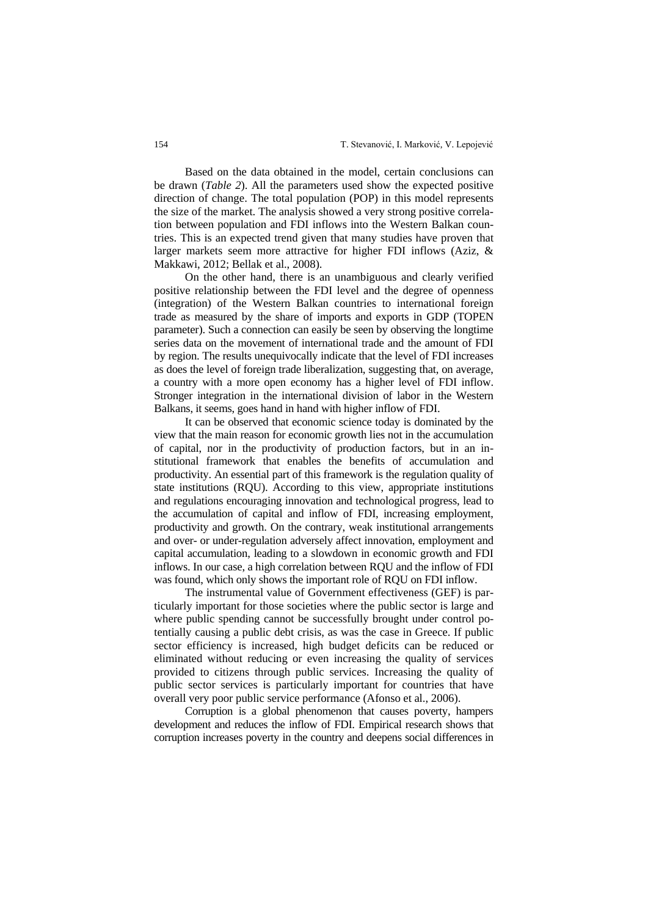Based on the data obtained in the model, certain conclusions can be drawn (*Table 2*). All the parameters used show the expected positive direction of change. The total population (POP) in this model represents the size of the market. The analysis showed a very strong positive correlation between population and FDI inflows into the Western Balkan countries. This is an expected trend given that many studies have proven that larger markets seem more attractive for higher FDI inflows (Aziz, & Makkawi, 2012; Bellak et al., 2008).

On the other hand, there is an unambiguous and clearly verified positive relationship between the FDI level and the degree of openness (integration) of the Western Balkan countries to international foreign trade as measured by the share of imports and exports in GDP (TOPEN parameter). Such a connection can easily be seen by observing the longtime series data on the movement of international trade and the amount of FDI by region. The results unequivocally indicate that the level of FDI increases as does the level of foreign trade liberalization, suggesting that, on average, a country with a more open economy has a higher level of FDI inflow. Stronger integration in the international division of labor in the Western Balkans, it seems, goes hand in hand with higher inflow of FDI.

It can be observed that economic science today is dominated by the view that the main reason for economic growth lies not in the accumulation of capital, nor in the productivity of production factors, but in an institutional framework that enables the benefits of accumulation and productivity. An essential part of this framework is the regulation quality of state institutions (RQU). According to this view, appropriate institutions and regulations encouraging innovation and technological progress, lead to the accumulation of capital and inflow of FDI, increasing employment, productivity and growth. On the contrary, weak institutional arrangements and over- or under-regulation adversely affect innovation, employment and capital accumulation, leading to a slowdown in economic growth and FDI inflows. In our case, a high correlation between RQU and the inflow of FDI was found, which only shows the important role of RQU on FDI inflow.

The instrumental value of Government effectiveness (GEF) is particularly important for those societies where the public sector is large and where public spending cannot be successfully brought under control potentially causing a public debt crisis, as was the case in Greece. If public sector efficiency is increased, high budget deficits can be reduced or eliminated without reducing or even increasing the quality of services provided to citizens through public services. Increasing the quality of public sector services is particularly important for countries that have overall very poor public service performance (Afonso et al., 2006).

Corruption is a global phenomenon that causes poverty, hampers development and reduces the inflow of FDI. Empirical research shows that corruption increases poverty in the country and deepens social differences in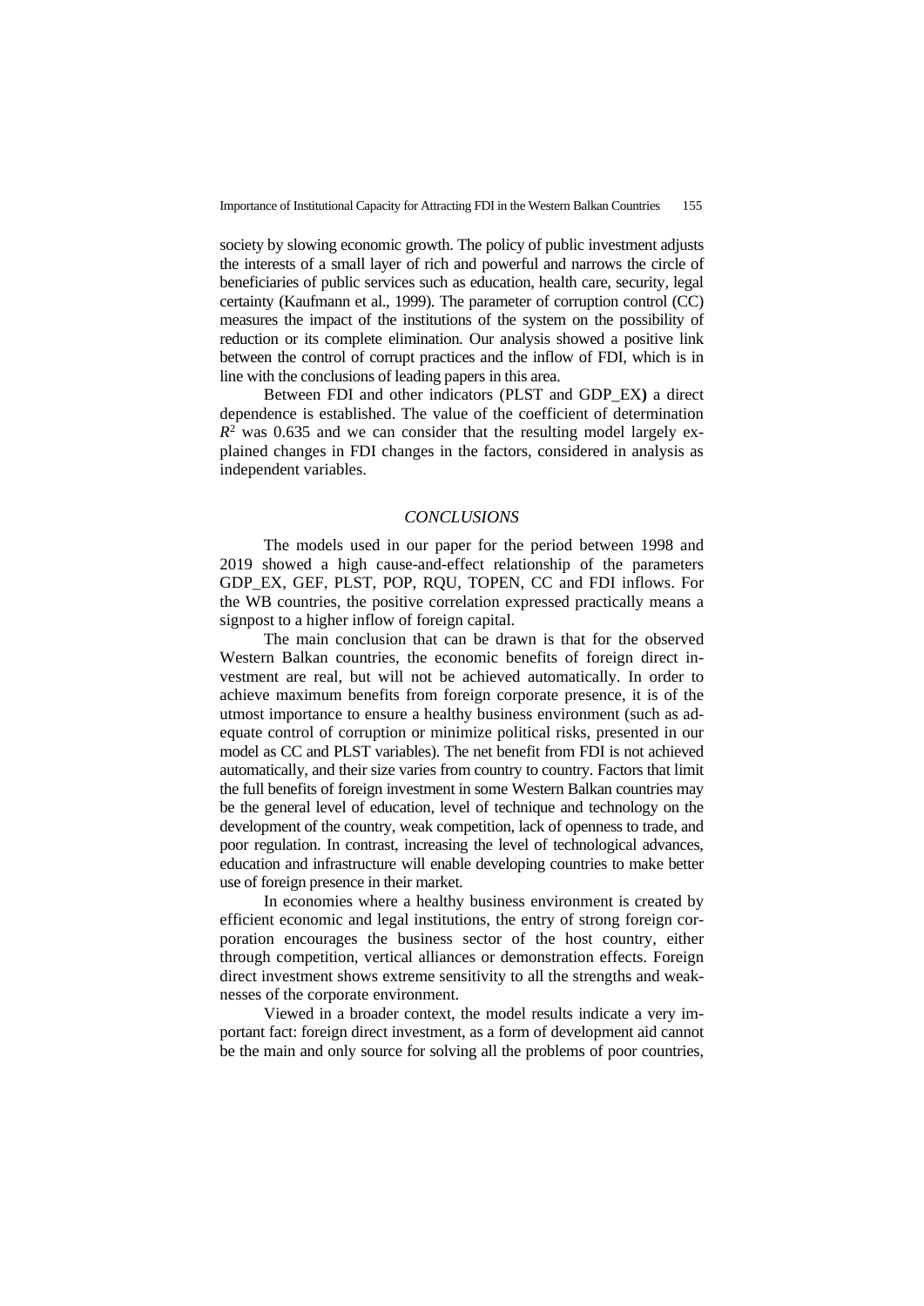society by slowing economic growth. The policy of public investment adjusts the interests of a small layer of rich and powerful and narrows the circle of beneficiaries of public services such as education, health care, security, legal certainty (Kaufmann et al., 1999). The parameter of corruption control (CC) measures the impact of the institutions of the system on the possibility of reduction or its complete elimination. Our analysis showed a positive link between the control of corrupt practices and the inflow of FDI, which is in line with the conclusions of leading papers in this area.

Between FDI and other indicators (PLST and GDP_EX**)** a direct dependence is established. The value of the coefficient of determination $R^2$ was 0.635 and we can consider that the resulting model largely explained changes in FDI changes in the factors, considered in analysis as independent variables.

## *CONCLUSIONS*

The models used in our paper for the period between 1998 and 2019 showed a high cause-and-effect relationship of the parameters GDP_EX, GEF, PLST, POP, RQU, TOPEN, CC and FDI inflows. For the WB countries, the positive correlation expressed practically means a signpost to a higher inflow of foreign capital.

The main conclusion that can be drawn is that for the observed Western Balkan countries, the economic benefits of foreign direct investment are real, but will not be achieved automatically. In order to achieve maximum benefits from foreign corporate presence, it is of the utmost importance to ensure a healthy business environment (such as adequate control of corruption or minimize political risks, presented in our model as CC and PLST variables). The net benefit from FDI is not achieved automatically, and their size varies from country to country. Factors that limit the full benefits of foreign investment in some Western Balkan countries may be the general level of education, level of technique and technology on the development of the country, weak competition, lack of openness to trade, and poor regulation. In contrast, increasing the level of technological advances, education and infrastructure will enable developing countries to make better use of foreign presence in their market.

In economies where a healthy business environment is created by efficient economic and legal institutions, the entry of strong foreign corporation encourages the business sector of the host country, either through competition, vertical alliances or demonstration effects. Foreign direct investment shows extreme sensitivity to all the strengths and weaknesses of the corporate environment.

Viewed in a broader context, the model results indicate a very important fact: foreign direct investment, as a form of development aid cannot be the main and only source for solving all the problems of poor countries,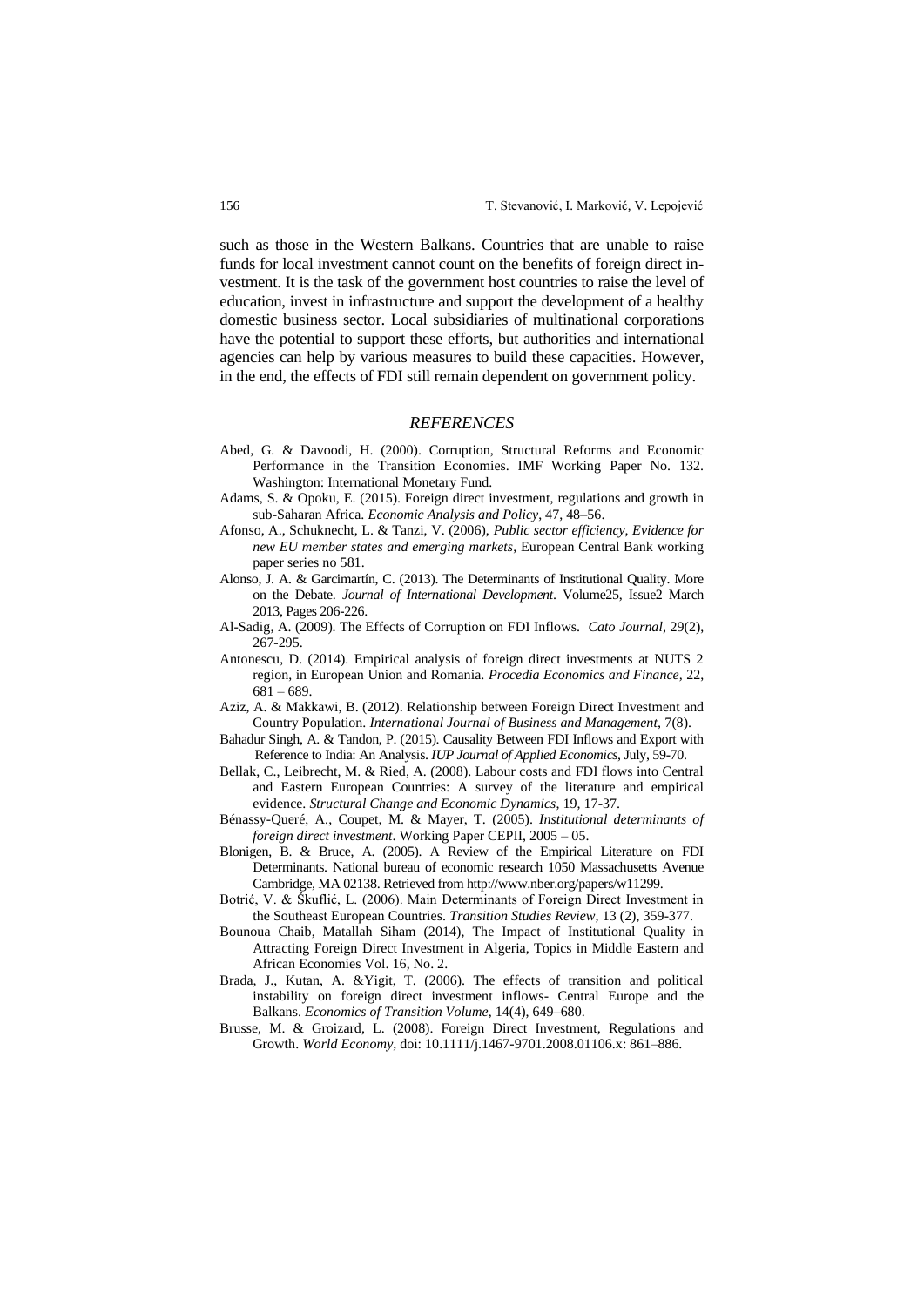such as those in the Western Balkans. Countries that are unable to raise funds for local investment cannot count on the benefits of foreign direct investment. It is the task of the government host countries to raise the level of education, invest in infrastructure and support the development of a healthy domestic business sector. Local subsidiaries of multinational corporations have the potential to support these efforts, but authorities and international agencies can help by various measures to build these capacities. However, in the end, the effects of FDI still remain dependent on government policy.

## *REFERENCES*

Abed, G. & Davoodi, H. (2000). Corruption, Structural Reforms and Economic Performance in the Transition Economies. IMF Working Paper No. 132. Washington: International Monetary Fund.

Adams, S. & Opoku, E. (2015). Foreign direct investment, regulations and growth in sub-Saharan Africa. *Economic Analysis and Policy*, 47, 48–56.

Afonso, A., Schuknecht, L. & Tanzi, V. (2006), *Public sector efficiency, Evidence for new EU member states and emerging markets*, European Central Bank working paper series no 581.

Alonso, J. A. & Garcimartín, C. (2013). The Determinants of Institutional Quality. More on the Debate. *Journal of International Development*. Volume25, Issue2 March 2013, Pages 206-226.

Al-Sadig, A. (2009). The Effects of Corruption on FDI Inflows. *Cato Journal*, 29(2), 267-295.

Antonescu, D. (2014). Empirical analysis of foreign direct investments at NUTS 2 region, in European Union and Romania. *Procedia Economics and Finance*, 22, 681 – 689.

Aziz, A. & Makkawi, B. (2012). Relationship between Foreign Direct Investment and Country Population. *International Journal of Business and Management*, 7(8).

Bahadur Singh, A. & Tandon, P. (2015). Causality Between FDI Inflows and Export with Reference to India: An Analysis. *IUP Journal of Applied Economics*, July, 59-70.

Bellak, C., Leibrecht, M. & Ried, A. (2008). Labour costs and FDI flows into Central and Eastern European Countries: A survey of the literature and empirical evidence. *Structural Change and Economic Dynamics*, 19, 17-37.

Bénassy-Queré, A., Coupet, M. & Mayer, T. (2005). *Institutional determinants of foreign direct investment*. Working Paper CEPII, 2005 – 05.

Blonigen, B. & Bruce, A. (2005). A Review of the Empirical Literature on FDI Determinants. National bureau of economic research 1050 Massachusetts Avenue Cambridge, MA 02138. Retrieved from http://www.nber.org/papers/w11299.

Botrić, V. & Škuflić, L. (2006). Main Determinants of Foreign Direct Investment in the Southeast European Countries. *Transition Studies Review*, 13 (2), 359-377.

Bounoua Chaib, Matallah Siham (2014), The Impact of Institutional Quality in Attracting Foreign Direct Investment in Algeria, Topics in Middle Eastern and African Economies Vol. 16, No. 2.

Brada, J., Kutan, A. &Yigit, T. (2006). The effects of transition and political instability on foreign direct investment inflows- Central Europe and the Balkans. *Economics of Transition Volume*, 14(4), 649–680.

Brusse, M. & Groizard, L. (2008). Foreign Direct Investment, Regulations and Growth. *World Economy*, doi: 10.1111/j.1467-9701.2008.01106.x: 861–886.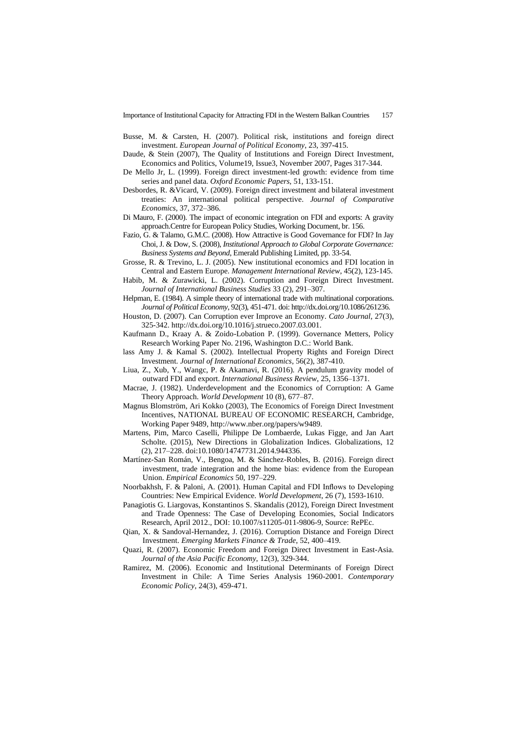Busse, M. & Carsten, H. (2007). Political risk, institutions and foreign direct investment. *European Journal of Political Economy*, 23, 397-415.

Daude, & Stein (2007), The Quality of Institutions and Foreign Direct Investment, Economics and Politics, Volume19, Issue3, November 2007, Pages 317-344.

De Mello Jr, L. (1999). Foreign direct investment-led growth: evidence from time series and panel data. *Oxford Economic Papers*, 51, 133-151.

Desbordes, R. &Vicard, V. (2009). Foreign direct investment and bilateral investment treaties: An international political perspective. *Journal of Comparative Economics*, 37, 372–386.

Di Mauro, F. (2000). The impact of economic integration on FDI and exports: A gravity approach.Centre for European Policy Studies, Working Document, br. 156.

Fazio, G. & Talamo, G.M.C. (2008). How Attractive is Good Governance for FDI? In Jay Choi, J. & Dow, S. (2008), *Institutional Approach to Global Corporate Governance: Business Systems and Beyond*, Emerald Publishing Limited, pp. 33-54.

Grosse, R. & Trevino, L. J. (2005). New institutional economics and FDI location in Central and Eastern Europe. *Management International Review*, 45(2), 123-145.

Habib, M. & Zurawicki, L. (2002). Corruption and Foreign Direct Investment. *Journal of International Business Studies* 33 (2), 291–307.

Helpman, E. (1984). A simple theory of international trade with multinational corporations. *Journal of Political Economy*, 92(3), 451-471. doi: http://dx.doi.org/10.1086/261236.

Houston, D. (2007). Can Corruption ever Improve an Economy. *Cato Journal*, 27(3), 325-342. http://dx.doi.org/10.1016/j.strueco.2007.03.001.

Kaufmann D., Kraay A. & Zoido-Lobation P. (1999). Governance Metters, Policy Research Working Paper No. 2196, Washington D.C.: World Bank.

lass Amy J. & Kamal S. (2002). Intellectual Property Rights and Foreign Direct Investment. *Journal of International Economics*, 56(2), 387-410.

Liua, Z., Xub, Y., Wangc, P. & Akamavi, R. (2016). A pendulum gravity model of outward FDI and export. *International Business Review*, 25, 1356–1371.

Macrae, J. (1982). Underdevelopment and the Economics of Corruption: A Game Theory Approach. *World Development* 10 (8), 677–87.

Magnus Blomström, Ari Kokko (2003), The Economics of Foreign Direct Investment Incentives, NATIONAL BUREAU OF ECONOMIC RESEARCH, Cambridge, Working Paper 9489, http://www.nber.org/papers/w9489.

Martens, Pim, Marco Caselli, Philippe De Lombaerde, Lukas Figge, and Jan Aart Scholte. (2015), New Directions in Globalization Indices. Globalizations, 12 (2), 217–228. doi:10.1080/14747731.2014.944336.

Martínez-San Román, V., Bengoa, M. & Sánchez-Robles, B. (2016). Foreign direct investment, trade integration and the home bias: evidence from the European Union. *Empirical Economics* 50, 197–229.

Noorbakhsh, F. & Paloni, A. (2001). Human Capital and FDI Inflows to Developing Countries: New Empirical Evidence. *World Development*, 26 (7), 1593-1610.

Panagiotis G. Liargovas, Konstantinos S. Skandalis (2012), Foreign Direct Investment and Trade Openness: The Case of Developing Economies, Social Indicators Research, April 2012., DOI: 10.1007/s11205-011-9806-9, Source: RePEc.

Qian, X. & Sandoval-Hernandez, J. (2016). Corruption Distance and Foreign Direct Investment. *Emerging Markets Finance & Trade*, 52, 400–419.

Quazi, R. (2007). Economic Freedom and Foreign Direct Investment in East-Asia. *Journal of the Asia Pacific Economy*, 12(3), 329-344.

Ramirez, M. (2006). Economic and Institutional Determinants of Foreign Direct Investment in Chile: A Time Series Analysis 1960-2001. *Contemporary Economic Policy*, 24(3), 459-471.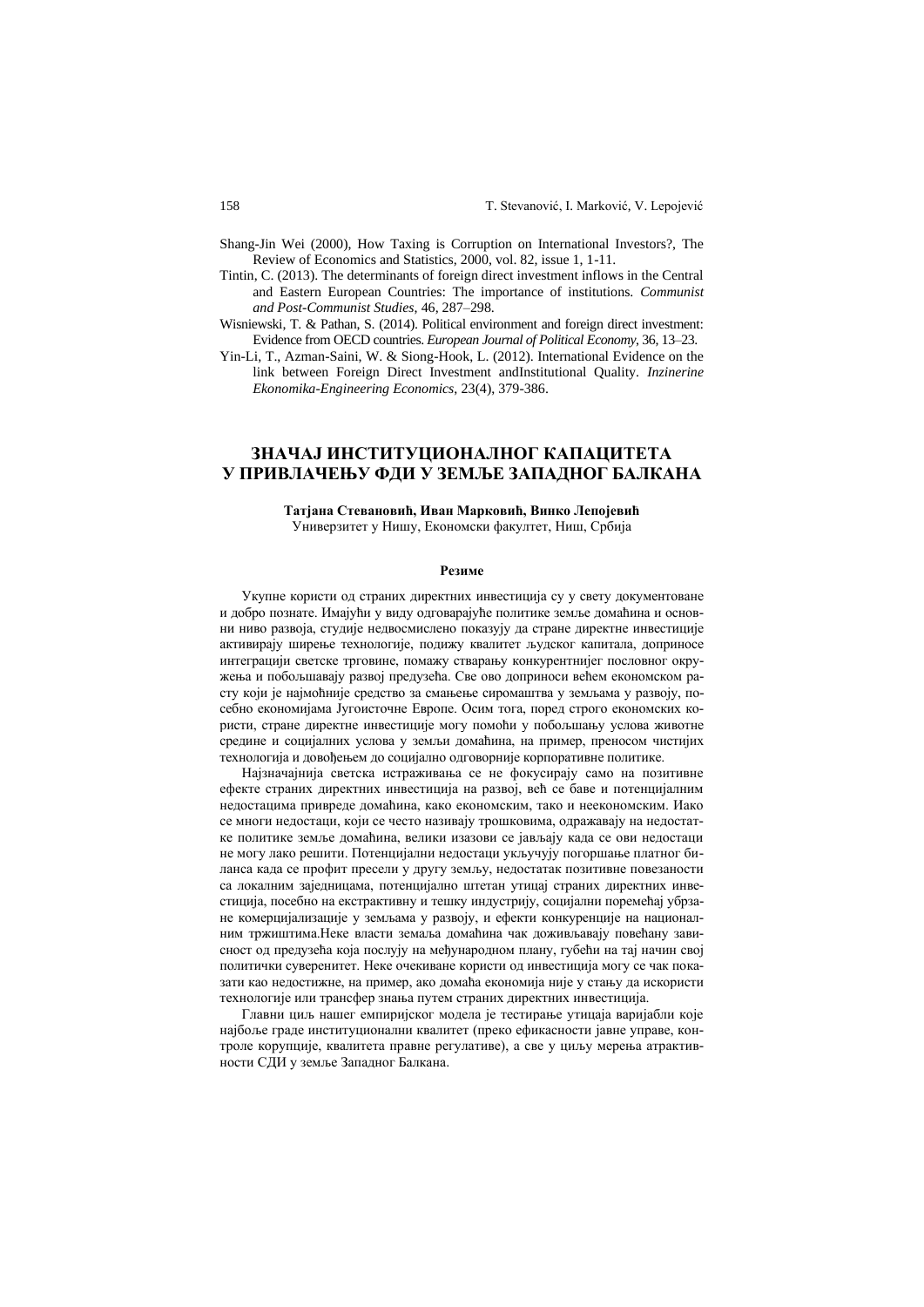Shang-Jin Wei (2000), How Taxing is Corruption on International Investors?, The Review of Economics and Statistics, 2000, vol. 82, issue 1, 1-11.

Tintin, C. (2013). The determinants of foreign direct investment inflows in the Central and Eastern European Countries: The importance of institutions. *Communist and Post-Communist Studies*, 46, 287–298.

Wisniewski, T. & Pathan, S. (2014). Political environment and foreign direct investment: Evidence from OECD countries. *European Journal of Political Economy*, 36, 13–23.

Yin-Li, T., Azman-Saini, W. & Siong-Hook, L. (2012). International Evidence on the link between Foreign Direct Investment andInstitutional Quality. *Inzinerine Ekonomika-Engineering Economics*, 23(4), 379-386.

# ЗНАЧАЈ ИНСТИТУЦИОНАЛНОГ КАПАЦИТЕТА У ПРИВЛАЧЕЊУ ФДИ У ЗЕМЉЕ ЗАПАДНОГ БАЛКАНА

**Татјана Стевановић, Иван Марковић, Винко Лепојевић**
Универзитет у Нишу, Економски факултет, Ниш, Србија

### Резиме

Укупне користи од страних директних инвестиција су у свету документоване и добро познате. Имајући у виду одговарајуће политике земље домаћина и основни ниво развоја, студије недвосмислено показују да стране директне инвестиције активирају ширење технологије, подижу квалитет људског капитала, доприносе интеграцији светске трговине, помажу стварању конкурентнијег пословног окружења и побољшавају развој предузећа. Све ово доприноси већем економском расту који је најмоћније средство за смањење сиромаштва у земљама у развоју, посебно економијама Југоисточне Европе. Осим тога, поред строго економских користи, стране директне инвестиције могу помоћи у побољшању услова животне средине и социјалних услова у земљи домаћина, на пример, преносом чистијих технологија и довођењем до социјално одговорније корпоративне политике.

Најзначајнија светска истраживања се не фокусирају само на позитивне ефекте страних директних инвестиција на развој, већ се баве и потенцијалним недостацима привреде домаћина, како економским, тако и неекономским. Иако се многи недостаци, који се често називају трошковима, одражавају на недостатке политике земље домаћина, велики изазови се јављају када се ови недостаци не могу лако решити. Потенцијални недостаци укључују погоршање платног биланса када се профит пресели у другу земљу, недостатак позитивне повезаности са локалним заједницама, потенцијално штетан утицај страних директних инвестиција, посебно на екстрактивну и тешку индустрију, социјални поремећај убрзане комерцијализације у земљама у развоју, и ефекти конкуренције на националним тржиштима.Неке власти земаља домаћина чак доживљавају повећану зависност од предузећа која послују на међународном плану, губећи на тај начин свој политички суверенитет. Неке очекиване користи од инвестиција могу се чак показати као недостижне, на пример, ако домаћа економија није у стању да искористи технологије или трансфер знања путем страних директних инвестиција.

Главни циљ нашег емпиријског модела је тестирање утицаја варијабли које најбоље граде институционални квалитет (преко ефикасности јавне управе, контроле корупције, квалитета правне регулативе), а све у циљу мерења атрактивности СДИ у земље Западног Балкана.